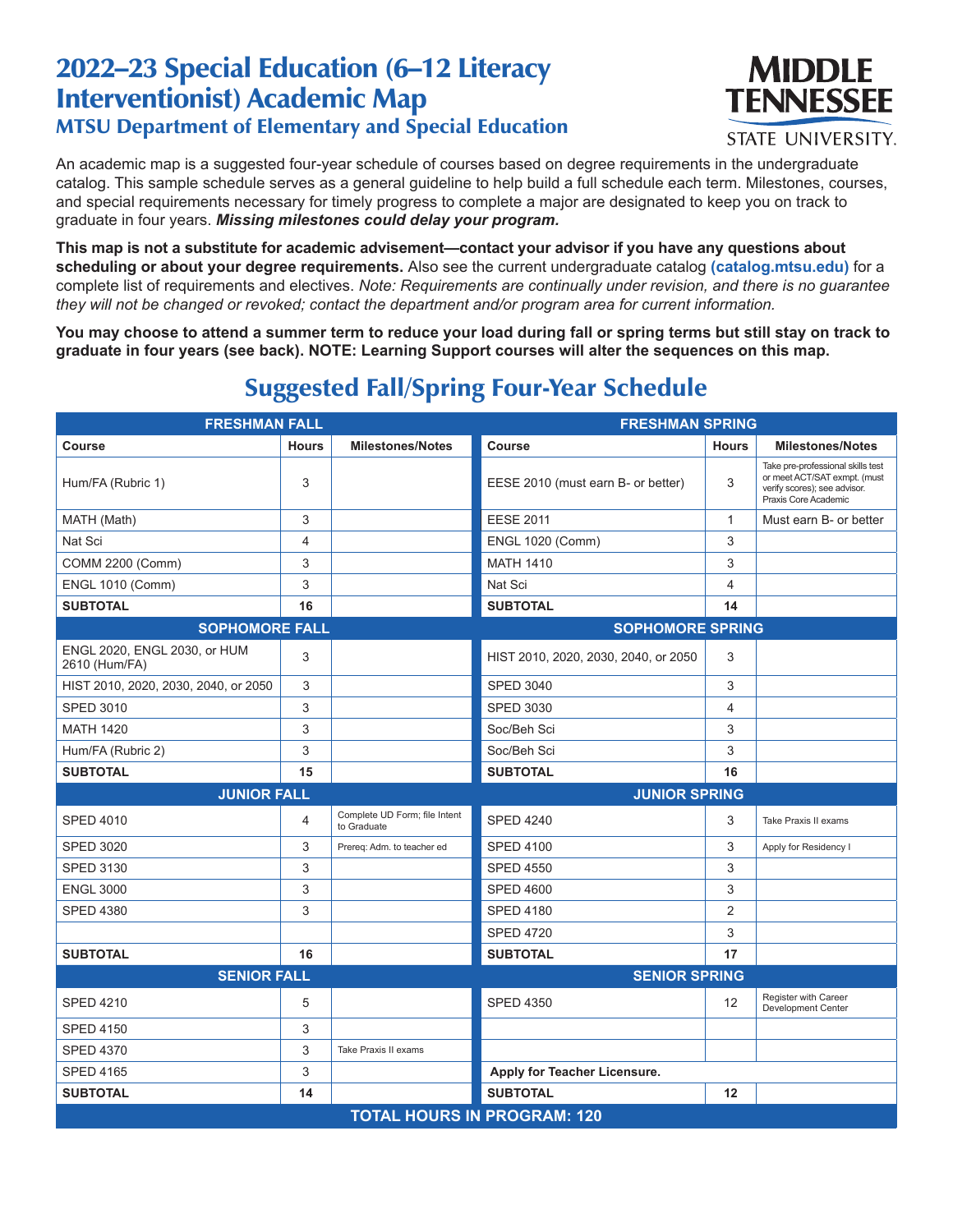# 2022–23 Special Education (6–12 Literacy Interventionist) Academic Map

## MTSU Department of Elementary and Special Education

MIDDLE TENNESSEE STATE UNIVERSITY.

An academic map is a suggested four-year schedule of courses based on degree requirements in the undergraduate catalog. This sample schedule serves as a general guideline to help build a full schedule each term. Milestones, courses, and special requirements necessary for timely progress to complete a major are designated to keep you on track to graduate in four years. ***Missing milestones could delay your program.***

**This map is not a substitute for academic advisement—contact your advisor if you have any questions about scheduling or about your degree requirements.** Also see the current undergraduate catalog **(catalog.mtsu.edu)** for a complete list of requirements and electives. *Note: Requirements are continually under revision, and there is no guarantee they will not be changed or revoked; contact the department and/or program area for current information.*

**You may choose to attend a summer term to reduce your load during fall or spring terms but still stay on track to graduate in four years (see back). NOTE: Learning Support courses will alter the sequences on this map.**

## Suggested Fall/Spring Four-Year Schedule

| **FRESHMAN FALL** | | | **FRESHMAN SPRING** | | |
|---|---|---|---|---|---|
| **Course** | **Hours** | **Milestones/Notes** | **Course** | **Hours** | **Milestones/Notes** |
| Hum/FA (Rubric 1) | 3 | | EESE 2010 (must earn B- or better) | 3 | Take pre-professional skills test or meet ACT/SAT exmpt. (must verify scores); see advisor. Praxis Core Academic |
| MATH (Math) | 3 | | EESE 2011 | 1 | Must earn B- or better |
| Nat Sci | 4 | | ENGL 1020 (Comm) | 3 | |
| COMM 2200 (Comm) | 3 | | MATH 1410 | 3 | |
| ENGL 1010 (Comm) | 3 | | Nat Sci | 4 | |
| **SUBTOTAL** | **16** | | **SUBTOTAL** | **14** | |
| **SOPHOMORE FALL** | | | **SOPHOMORE SPRING** | | |
| ENGL 2020, ENGL 2030, or HUM 2610 (Hum/FA) | 3 | | HIST 2010, 2020, 2030, 2040, or 2050 | 3 | |
| HIST 2010, 2020, 2030, 2040, or 2050 | 3 | | SPED 3040 | 3 | |
| SPED 3010 | 3 | | SPED 3030 | 4 | |
| MATH 1420 | 3 | | Soc/Beh Sci | 3 | |
| Hum/FA (Rubric 2) | 3 | | Soc/Beh Sci | 3 | |
| **SUBTOTAL** | **15** | | **SUBTOTAL** | **16** | |
| **JUNIOR FALL** | | | **JUNIOR SPRING** | | |
| SPED 4010 | 4 | Complete UD Form; file Intent to Graduate | SPED 4240 | 3 | Take Praxis II exams |
| SPED 3020 | 3 | Prereq: Adm. to teacher ed | SPED 4100 | 3 | Apply for Residency I |
| SPED 3130 | 3 | | SPED 4550 | 3 | |
| ENGL 3000 | 3 | | SPED 4600 | 3 | |
| SPED 4380 | 3 | | SPED 4180 | 2 | |
| | | | SPED 4720 | 3 | |
| **SUBTOTAL** | **16** | | **SUBTOTAL** | **17** | |
| **SENIOR FALL** | | | **SENIOR SPRING** | | |
| SPED 4210 | 5 | | SPED 4350 | 12 | Register with Career Development Center |
| SPED 4150 | 3 | | | | |
| SPED 4370 | 3 | Take Praxis II exams | | | |
| SPED 4165 | 3 | | **Apply for Teacher Licensure.** | | |
| **SUBTOTAL** | **14** | | **SUBTOTAL** | **12** | |
| **TOTAL HOURS IN PROGRAM: 120** | | | | | |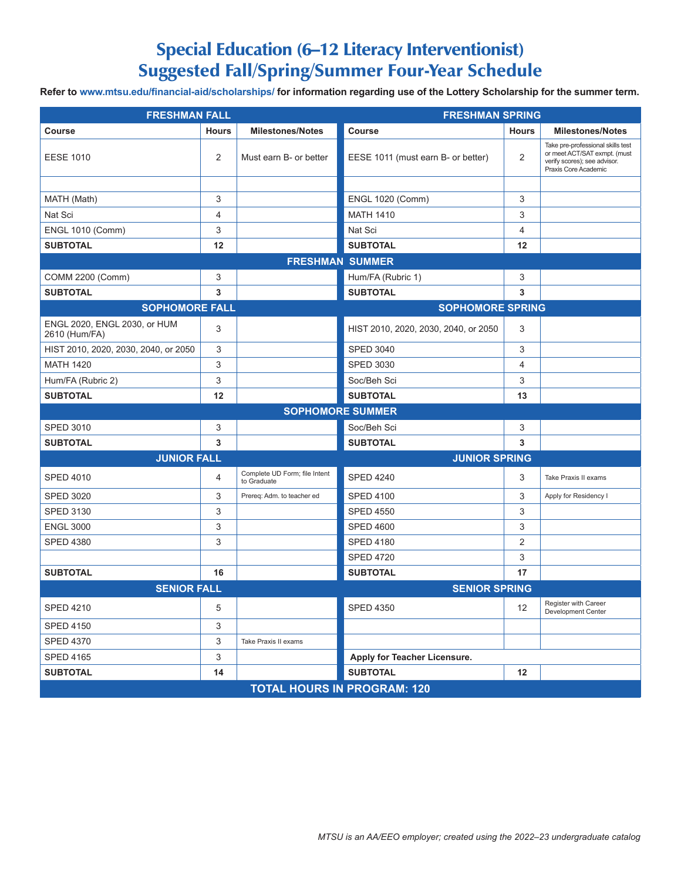# Special Education (6–12 Literacy Interventionist)
# Suggested Fall/Spring/Summer Four-Year Schedule

**Refer to www.mtsu.edu/financial-aid/scholarships/ for information regarding use of the Lottery Scholarship for the summer term.**

| FRESHMAN FALL | | | FRESHMAN SPRING | | |
|---|---|---|---|---|---|
| **Course** | **Hours** | **Milestones/Notes** | **Course** | **Hours** | **Milestones/Notes** |
| EESE 1010 | 2 | Must earn B- or better | EESE 1011 (must earn B- or better) | 2 | Take pre-professional skills test or meet ACT/SAT exmpt. (must verify scores); see advisor. Praxis Core Academic |
| | | | | | |
| MATH (Math) | 3 | | ENGL 1020 (Comm) | 3 | |
| Nat Sci | 4 | | MATH 1410 | 3 | |
| ENGL 1010 (Comm) | 3 | | Nat Sci | 4 | |
| **SUBTOTAL** | **12** | | **SUBTOTAL** | **12** | |
| **FRESHMAN SUMMER** | | | | | |
| COMM 2200 (Comm) | 3 | | Hum/FA (Rubric 1) | 3 | |
| **SUBTOTAL** | **3** | | **SUBTOTAL** | **3** | |
| **SOPHOMORE FALL** | | | **SOPHOMORE SPRING** | | |
| ENGL 2020, ENGL 2030, or HUM 2610 (Hum/FA) | 3 | | HIST 2010, 2020, 2030, 2040, or 2050 | 3 | |
| HIST 2010, 2020, 2030, 2040, or 2050 | 3 | | SPED 3040 | 3 | |
| MATH 1420 | 3 | | SPED 3030 | 4 | |
| Hum/FA (Rubric 2) | 3 | | Soc/Beh Sci | 3 | |
| **SUBTOTAL** | **12** | | **SUBTOTAL** | **13** | |
| **SOPHOMORE SUMMER** | | | | | |
| SPED 3010 | 3 | | Soc/Beh Sci | 3 | |
| **SUBTOTAL** | **3** | | **SUBTOTAL** | **3** | |
| **JUNIOR FALL** | | | **JUNIOR SPRING** | | |
| SPED 4010 | 4 | Complete UD Form; file Intent to Graduate | SPED 4240 | 3 | Take Praxis II exams |
| SPED 3020 | 3 | Prereq: Adm. to teacher ed | SPED 4100 | 3 | Apply for Residency I |
| SPED 3130 | 3 | | SPED 4550 | 3 | |
| ENGL 3000 | 3 | | SPED 4600 | 3 | |
| SPED 4380 | 3 | | SPED 4180 | 2 | |
| | | | SPED 4720 | 3 | |
| **SUBTOTAL** | **16** | | **SUBTOTAL** | **17** | |
| **SENIOR FALL** | | | **SENIOR SPRING** | | |
| SPED 4210 | 5 | | SPED 4350 | 12 | Register with Career Development Center |
| SPED 4150 | 3 | | | | |
| SPED 4370 | 3 | Take Praxis II exams | | | |
| SPED 4165 | 3 | | **Apply for Teacher Licensure.** | | |
| **SUBTOTAL** | **14** | | **SUBTOTAL** | **12** | |
| **TOTAL HOURS IN PROGRAM: 120** | | | | | |

*MTSU is an AA/EEO employer; created using the 2022–23 undergraduate catalog*